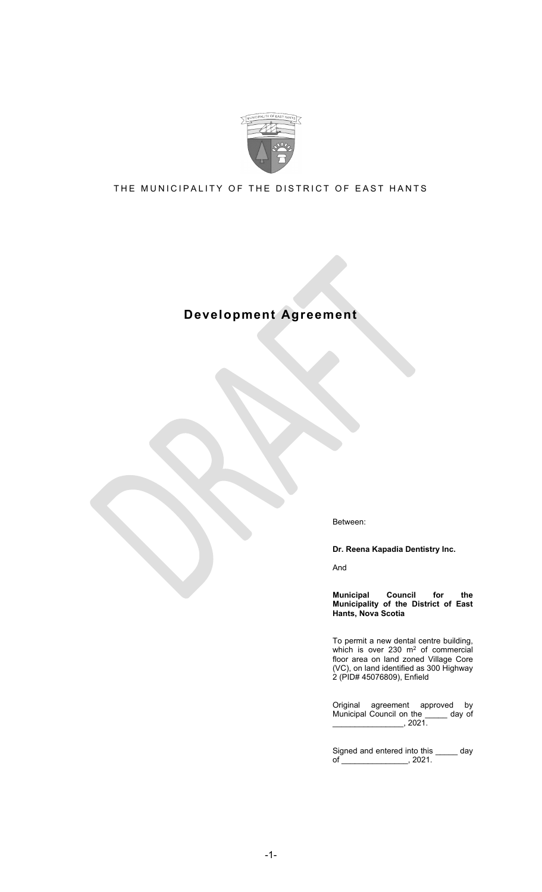THE MUNICIPALITY OF THE DISTRICT OF EAST HANTS

# Development Agreement

Between:

**Dr. Reena Kapadia Dentistry Inc.**

And

**Municipal Council for the Municipality of the District of East Hants, Nova Scotia**

To permit a new dental centre building, which is over 230 $m^2$ of commercial floor area on land zoned Village Core (VC), on land identified as 300 Highway 2 (PID# 45076809), Enfield

Original agreement approved by Municipal Council on the _____ day of ________________, 2021.

Signed and entered into this _____ day of _______________, 2021.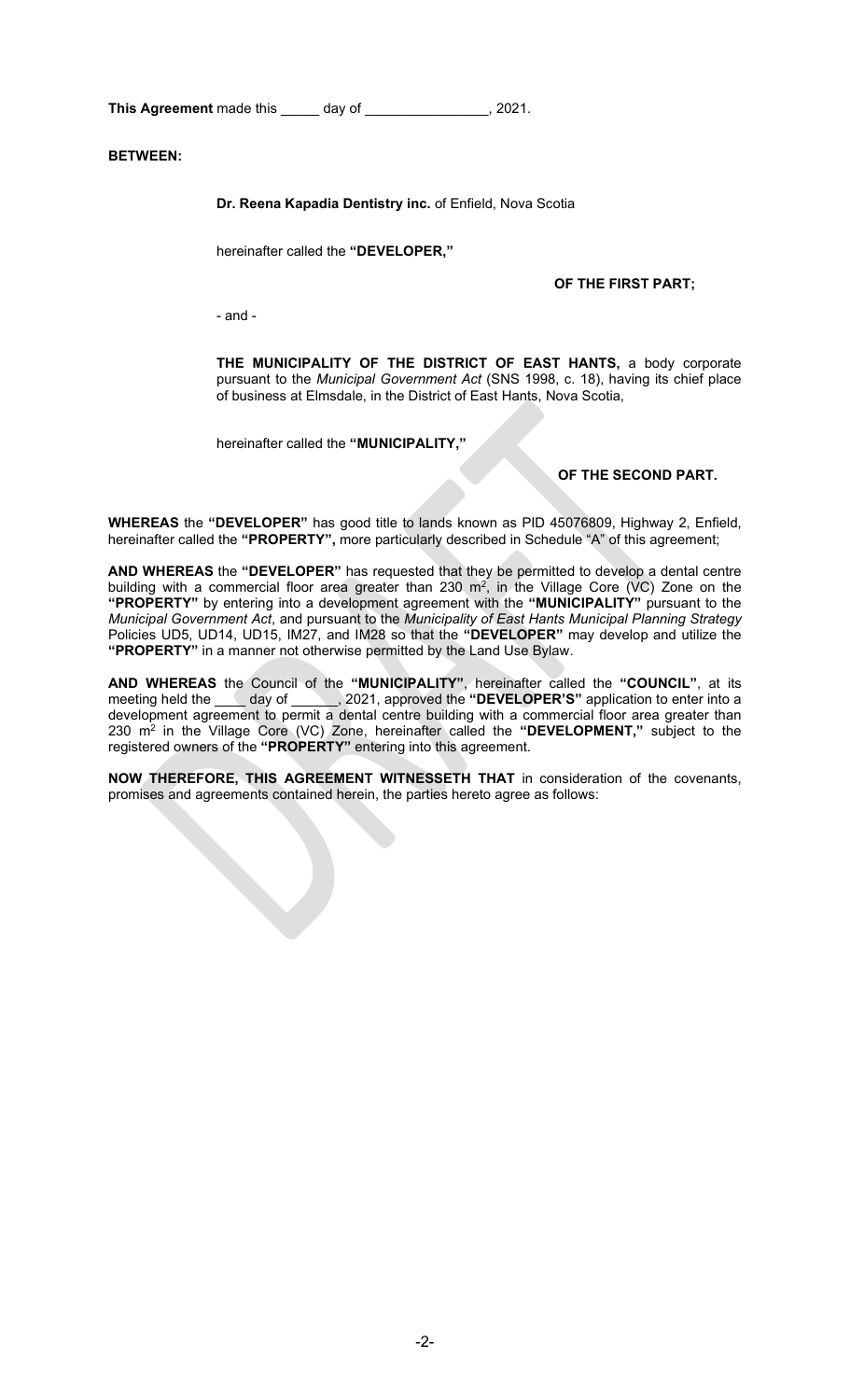**This Agreement** made this _____ day of ________________, 2021.

**BETWEEN:**

**Dr. Reena Kapadia Dentistry inc.** of Enfield, Nova Scotia

hereinafter called the **"DEVELOPER,"**

**OF THE FIRST PART;**

- and -

**THE MUNICIPALITY OF THE DISTRICT OF EAST HANTS,** a body corporate pursuant to the *Municipal Government Act* (SNS 1998, c. 18), having its chief place of business at Elmsdale, in the District of East Hants, Nova Scotia,

hereinafter called the **"MUNICIPALITY,"**

**OF THE SECOND PART.**

**WHEREAS** the **"DEVELOPER"** has good title to lands known as PID 45076809, Highway 2, Enfield, hereinafter called the **"PROPERTY",** more particularly described in Schedule "A" of this agreement;

**AND WHEREAS** the **"DEVELOPER"** has requested that they be permitted to develop a dental centre building with a commercial floor area greater than 230 $m^2$, in the Village Core (VC) Zone on the **"PROPERTY"** by entering into a development agreement with the **"MUNICIPALITY"** pursuant to the *Municipal Government Act*, and pursuant to the *Municipality of East Hants Municipal Planning Strategy* Policies UD5, UD14, UD15, IM27, and IM28 so that the **"DEVELOPER"** may develop and utilize the **"PROPERTY"** in a manner not otherwise permitted by the Land Use Bylaw.

**AND WHEREAS** the Council of the **"MUNICIPALITY"**, hereinafter called the **"COUNCIL"**, at its meeting held the ____ day of ______, 2021, approved the **"DEVELOPER'S"** application to enter into a development agreement to permit a dental centre building with a commercial floor area greater than 230 $m^2$ in the Village Core (VC) Zone, hereinafter called the **"DEVELOPMENT,"** subject to the registered owners of the **"PROPERTY"** entering into this agreement.

**NOW THEREFORE, THIS AGREEMENT WITNESSETH THAT** in consideration of the covenants, promises and agreements contained herein, the parties hereto agree as follows: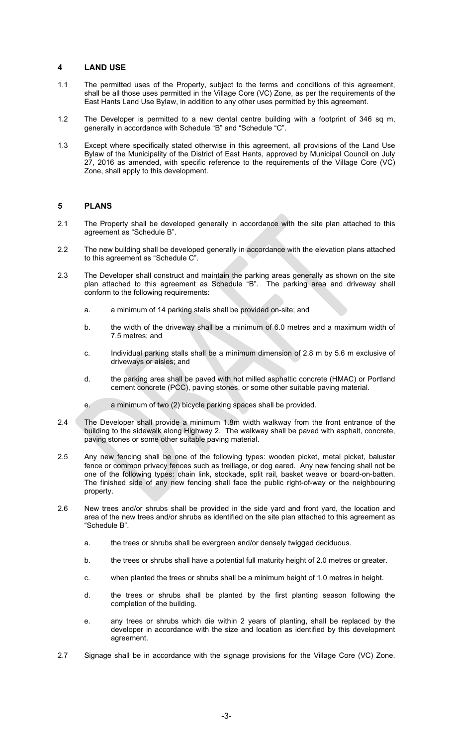## 4 LAND USE

1.1 The permitted uses of the Property, subject to the terms and conditions of this agreement, shall be all those uses permitted in the Village Core (VC) Zone, as per the requirements of the East Hants Land Use Bylaw, in addition to any other uses permitted by this agreement.

1.2 The Developer is permitted to a new dental centre building with a footprint of 346 sq m, generally in accordance with Schedule "B" and "Schedule "C".

1.3 Except where specifically stated otherwise in this agreement, all provisions of the Land Use Bylaw of the Municipality of the District of East Hants, approved by Municipal Council on July 27, 2016 as amended, with specific reference to the requirements of the Village Core (VC) Zone, shall apply to this development.

## 5 PLANS

2.1 The Property shall be developed generally in accordance with the site plan attached to this agreement as "Schedule B".

2.2 The new building shall be developed generally in accordance with the elevation plans attached to this agreement as "Schedule C".

2.3 The Developer shall construct and maintain the parking areas generally as shown on the site plan attached to this agreement as Schedule "B". The parking area and driveway shall conform to the following requirements:

   a. a minimum of 14 parking stalls shall be provided on-site; and

   b. the width of the driveway shall be a minimum of 6.0 metres and a maximum width of 7.5 metres; and

   c. Individual parking stalls shall be a minimum dimension of 2.8 m by 5.6 m exclusive of driveways or aisles; and

   d. the parking area shall be paved with hot milled asphaltic concrete (HMAC) or Portland cement concrete (PCC), paving stones, or some other suitable paving material.

   e. a minimum of two (2) bicycle parking spaces shall be provided.

2.4 The Developer shall provide a minimum 1.8m width walkway from the front entrance of the building to the sidewalk along Highway 2. The walkway shall be paved with asphalt, concrete, paving stones or some other suitable paving material.

2.5 Any new fencing shall be one of the following types: wooden picket, metal picket, baluster fence or common privacy fences such as treillage, or dog eared. Any new fencing shall not be one of the following types: chain link, stockade, split rail, basket weave or board-on-batten. The finished side of any new fencing shall face the public right-of-way or the neighbouring property.

2.6 New trees and/or shrubs shall be provided in the side yard and front yard, the location and area of the new trees and/or shrubs as identified on the site plan attached to this agreement as "Schedule B".

   a. the trees or shrubs shall be evergreen and/or densely twigged deciduous.

   b. the trees or shrubs shall have a potential full maturity height of 2.0 metres or greater.

   c. when planted the trees or shrubs shall be a minimum height of 1.0 metres in height.

   d. the trees or shrubs shall be planted by the first planting season following the completion of the building.

   e. any trees or shrubs which die within 2 years of planting, shall be replaced by the developer in accordance with the size and location as identified by this development agreement.

2.7 Signage shall be in accordance with the signage provisions for the Village Core (VC) Zone.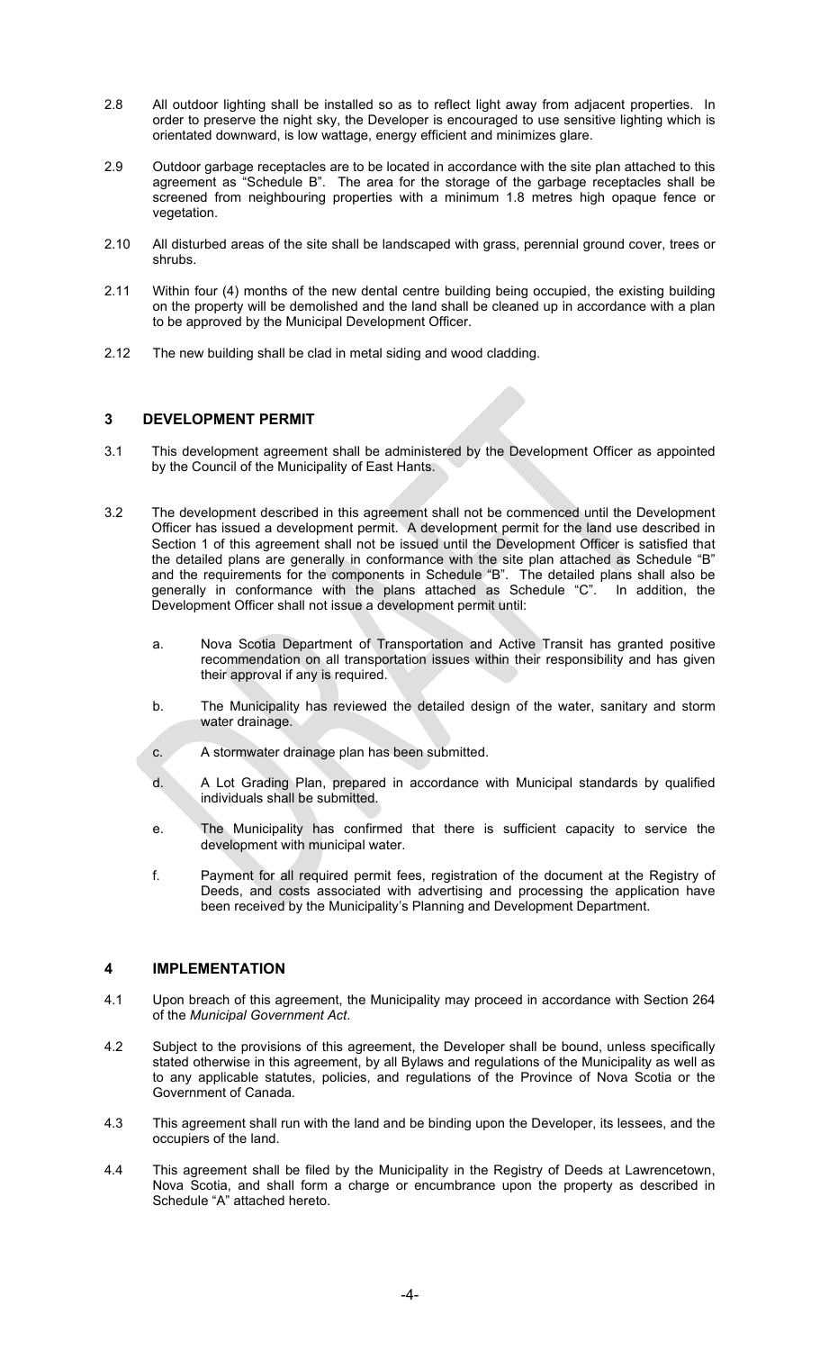2.8 All outdoor lighting shall be installed so as to reflect light away from adjacent properties. In order to preserve the night sky, the Developer is encouraged to use sensitive lighting which is orientated downward, is low wattage, energy efficient and minimizes glare.

2.9 Outdoor garbage receptacles are to be located in accordance with the site plan attached to this agreement as "Schedule B". The area for the storage of the garbage receptacles shall be screened from neighbouring properties with a minimum 1.8 metres high opaque fence or vegetation.

2.10 All disturbed areas of the site shall be landscaped with grass, perennial ground cover, trees or shrubs.

2.11 Within four (4) months of the new dental centre building being occupied, the existing building on the property will be demolished and the land shall be cleaned up in accordance with a plan to be approved by the Municipal Development Officer.

2.12 The new building shall be clad in metal siding and wood cladding.

## 3 DEVELOPMENT PERMIT

3.1 This development agreement shall be administered by the Development Officer as appointed by the Council of the Municipality of East Hants.

3.2 The development described in this agreement shall not be commenced until the Development Officer has issued a development permit. A development permit for the land use described in Section 1 of this agreement shall not be issued until the Development Officer is satisfied that the detailed plans are generally in conformance with the site plan attached as Schedule "B" and the requirements for the components in Schedule "B". The detailed plans shall also be generally in conformance with the plans attached as Schedule "C". In addition, the Development Officer shall not issue a development permit until:

a. Nova Scotia Department of Transportation and Active Transit has granted positive recommendation on all transportation issues within their responsibility and has given their approval if any is required.

b. The Municipality has reviewed the detailed design of the water, sanitary and storm water drainage.

c. A stormwater drainage plan has been submitted.

d. A Lot Grading Plan, prepared in accordance with Municipal standards by qualified individuals shall be submitted.

e. The Municipality has confirmed that there is sufficient capacity to service the development with municipal water.

f. Payment for all required permit fees, registration of the document at the Registry of Deeds, and costs associated with advertising and processing the application have been received by the Municipality's Planning and Development Department.

## 4 IMPLEMENTATION

4.1 Upon breach of this agreement, the Municipality may proceed in accordance with Section 264 of the *Municipal Government Act*.

4.2 Subject to the provisions of this agreement, the Developer shall be bound, unless specifically stated otherwise in this agreement, by all Bylaws and regulations of the Municipality as well as to any applicable statutes, policies, and regulations of the Province of Nova Scotia or the Government of Canada.

4.3 This agreement shall run with the land and be binding upon the Developer, its lessees, and the occupiers of the land.

4.4 This agreement shall be filed by the Municipality in the Registry of Deeds at Lawrencetown, Nova Scotia, and shall form a charge or encumbrance upon the property as described in Schedule "A" attached hereto.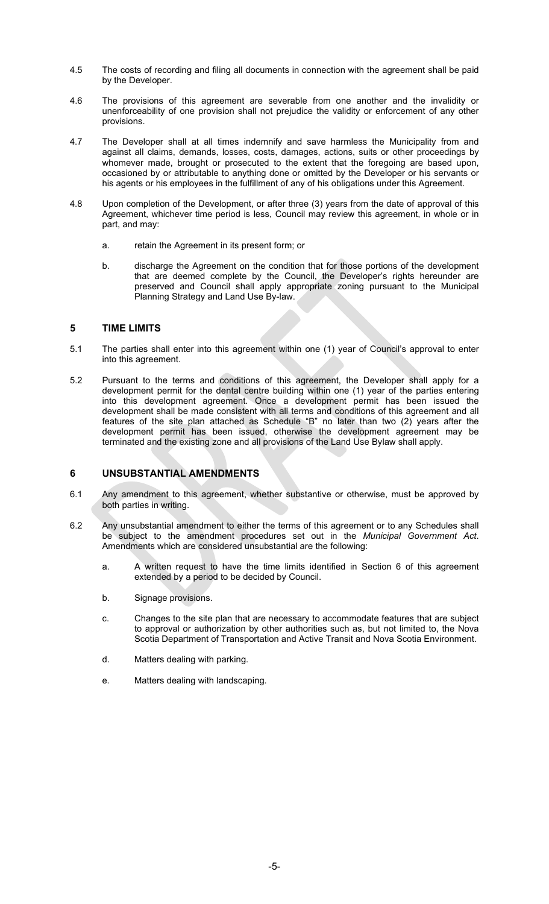4.5 The costs of recording and filing all documents in connection with the agreement shall be paid by the Developer.

4.6 The provisions of this agreement are severable from one another and the invalidity or unenforceability of one provision shall not prejudice the validity or enforcement of any other provisions.

4.7 The Developer shall at all times indemnify and save harmless the Municipality from and against all claims, demands, losses, costs, damages, actions, suits or other proceedings by whomever made, brought or prosecuted to the extent that the foregoing are based upon, occasioned by or attributable to anything done or omitted by the Developer or his servants or his agents or his employees in the fulfillment of any of his obligations under this Agreement.

4.8 Upon completion of the Development, or after three (3) years from the date of approval of this Agreement, whichever time period is less, Council may review this agreement, in whole or in part, and may:

a. retain the Agreement in its present form; or

b. discharge the Agreement on the condition that for those portions of the development that are deemed complete by the Council, the Developer's rights hereunder are preserved and Council shall apply appropriate zoning pursuant to the Municipal Planning Strategy and Land Use By-law.

## 5 TIME LIMITS

5.1 The parties shall enter into this agreement within one (1) year of Council's approval to enter into this agreement.

5.2 Pursuant to the terms and conditions of this agreement, the Developer shall apply for a development permit for the dental centre building within one (1) year of the parties entering into this development agreement. Once a development permit has been issued the development shall be made consistent with all terms and conditions of this agreement and all features of the site plan attached as Schedule "B" no later than two (2) years after the development permit has been issued, otherwise the development agreement may be terminated and the existing zone and all provisions of the Land Use Bylaw shall apply.

## 6 UNSUBSTANTIAL AMENDMENTS

6.1 Any amendment to this agreement, whether substantive or otherwise, must be approved by both parties in writing.

6.2 Any unsubstantial amendment to either the terms of this agreement or to any Schedules shall be subject to the amendment procedures set out in the *Municipal Government Act*. Amendments which are considered unsubstantial are the following:

a. A written request to have the time limits identified in Section 6 of this agreement extended by a period to be decided by Council.

b. Signage provisions.

c. Changes to the site plan that are necessary to accommodate features that are subject to approval or authorization by other authorities such as, but not limited to, the Nova Scotia Department of Transportation and Active Transit and Nova Scotia Environment.

d. Matters dealing with parking.

e. Matters dealing with landscaping.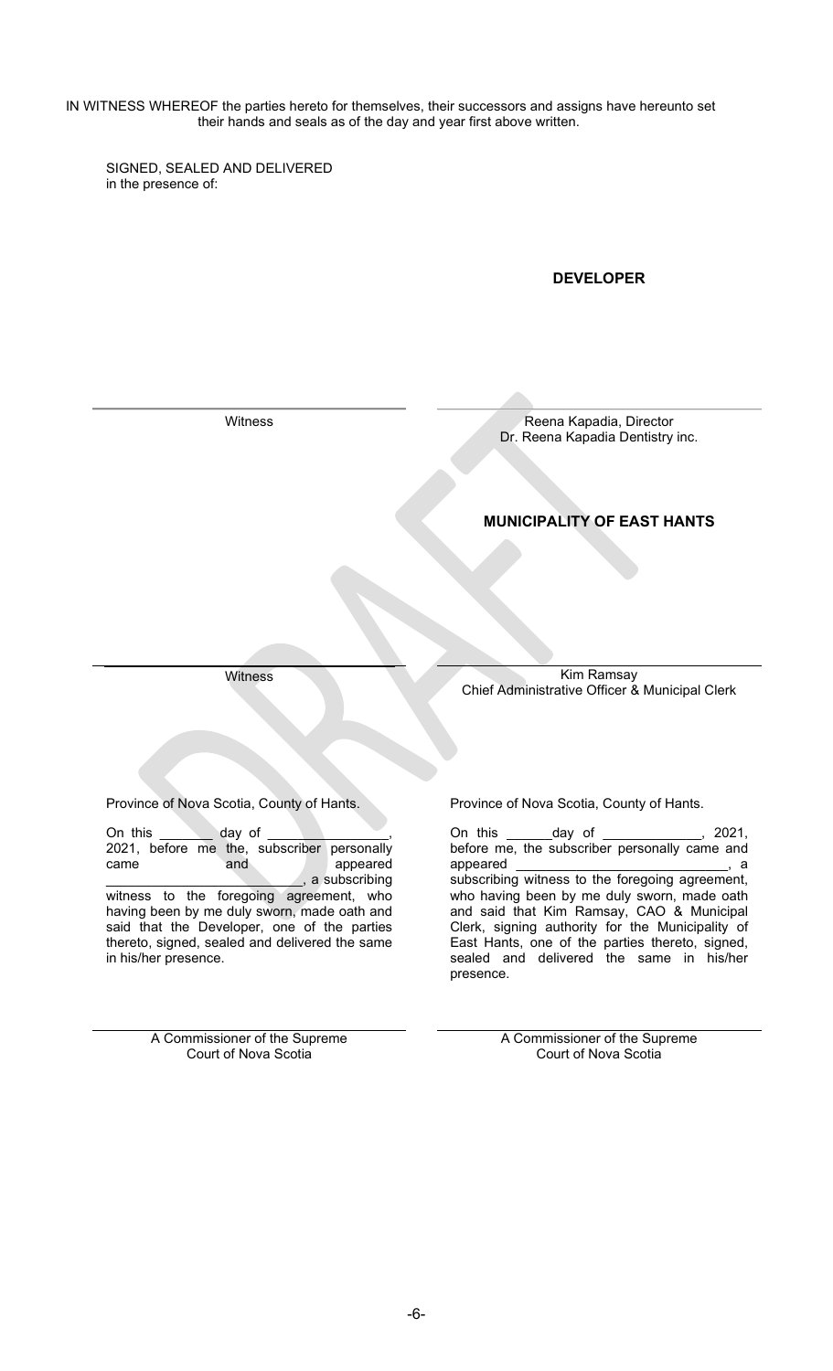IN WITNESS WHEREOF the parties hereto for themselves, their successors and assigns have hereunto set their hands and seals as of the day and year first above written.

SIGNED, SEALED AND DELIVERED
in the presence of:

**DEVELOPER**

| ______________________ | ______________________ |
|---|---|
| Witness | Reena Kapadia, Director<br>Dr. Reena Kapadia Dentistry inc. |

**MUNICIPALITY OF EAST HANTS**

| ______________________ | ______________________ |
|---|---|
| Witness | Kim Ramsay<br>Chief Administrative Officer & Municipal Clerk |

Province of Nova Scotia, County of Hants.

On this _______ day of _______________, 2021, before me the, subscriber personally came and appeared _________________________, a subscribing witness to the foregoing agreement, who having been by me duly sworn, made oath and said that the Developer, one of the parties thereto, signed, sealed and delivered the same in his/her presence.

______________________
A Commissioner of the Supreme Court of Nova Scotia

Province of Nova Scotia, County of Hants.

On this ______day of _____________, 2021, before me, the subscriber personally came and appeared ____________________________, a subscribing witness to the foregoing agreement, who having been by me duly sworn, made oath and said that Kim Ramsay, CAO & Municipal Clerk, signing authority for the Municipality of East Hants, one of the parties thereto, signed, sealed and delivered the same in his/her presence.

______________________
A Commissioner of the Supreme Court of Nova Scotia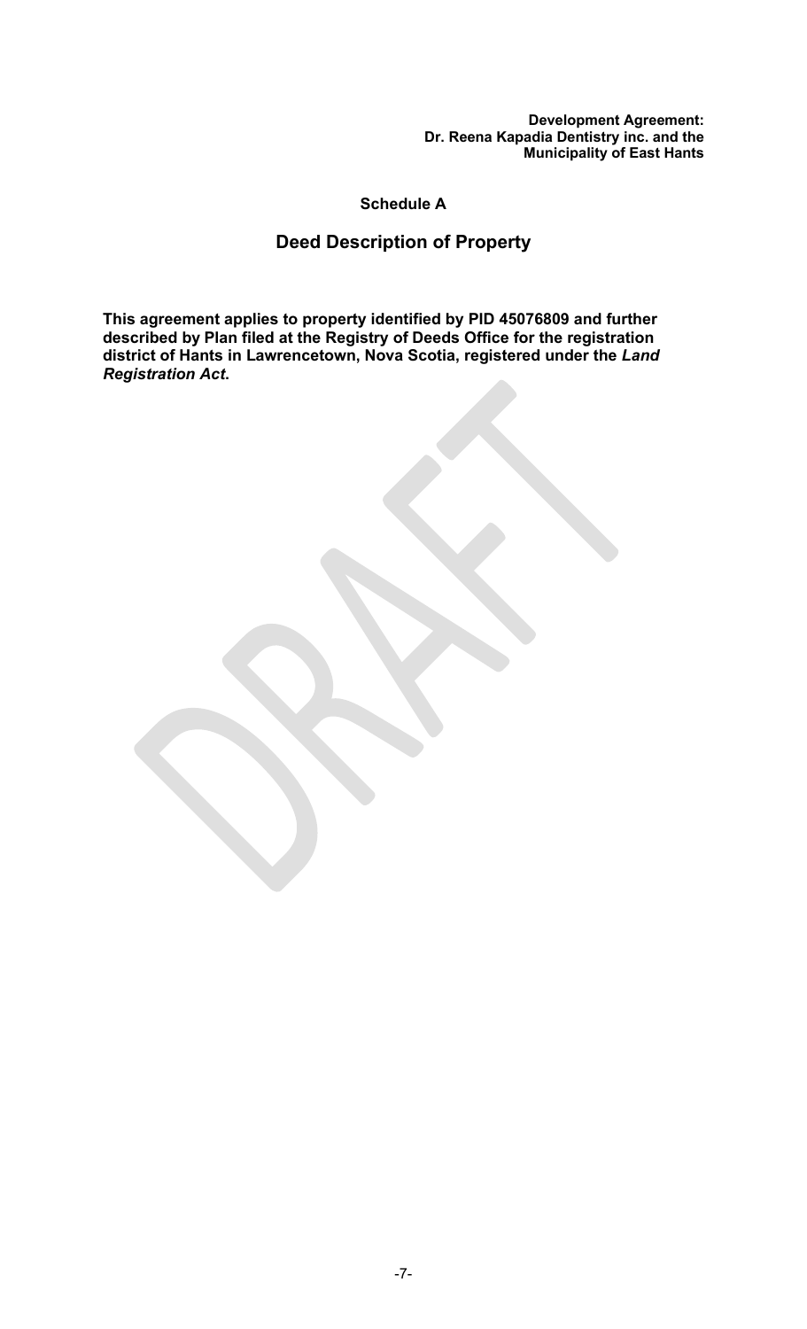## Schedule A

## Deed Description of Property

**This agreement applies to property identified by PID 45076809 and further described by Plan filed at the Registry of Deeds Office for the registration district of Hants in Lawrencetown, Nova Scotia, registered under the *Land Registration Act*.**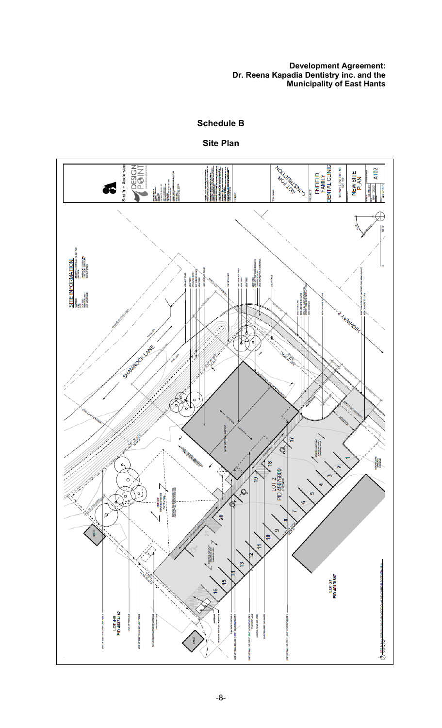# Schedule B

## Site Plan

SITE INFORMATION

SHAMROCK LANE

HIGHWAY 2

NEW DENTAL OFFICE

LOT 2
PID 45076809

LOT 27
PID 45151867

LOT 4-R
PID 45374162

FUTURE DEVELOPMENT POTENTIAL

SHED

1 2 3 4 5 6 7 8 9 10 11 12 13 14 15 16 17 18 19 20

Smith + Andersen

DESIGN POINT

NOT FOR CONSTRUCTION

ENFIELD FAMILY DENTAL CLINIC

NEW SITE PLAN

A102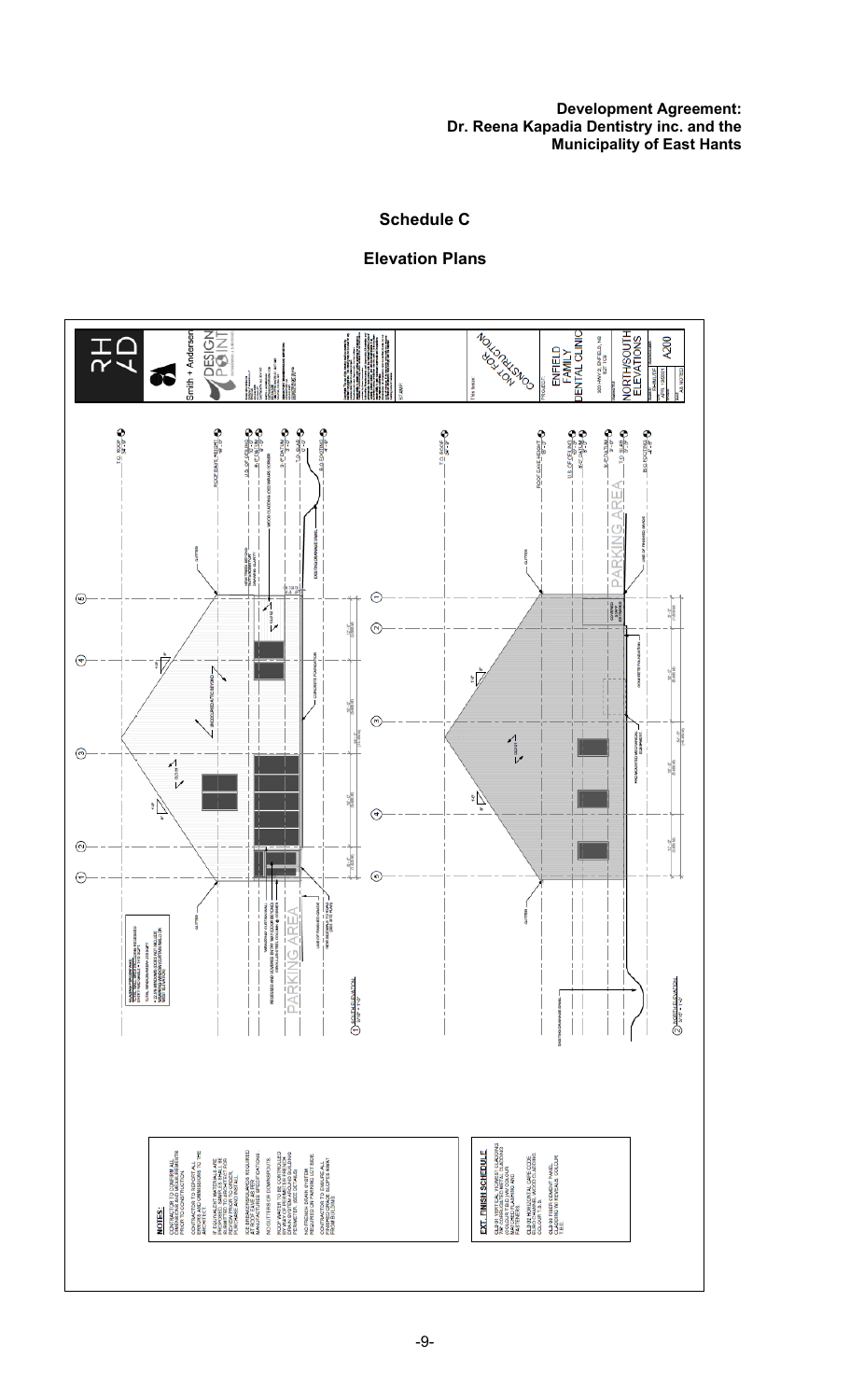**Development Agreement:**
**Dr. Reena Kapadia Dentistry inc. and the Municipality of East Hants**

## Schedule C

### Elevation Plans

ENFIELD FAMILY DENTAL CLINIC

NORTH/SOUTH ELEVATIONS

A200

NOT FOR CONSTRUCTION

1 SOUTH ELEVATION

2 NORTH ELEVATION

PARKING AREA

**NOTES:**

CONTRACTOR TO CONFIRM ALL DIMENSIONS AND MEASUREMENTS PRIOR TO CONSTRUCTION.

CONTRACTOR TO REPORT ALL ERRORS AND OMISSIONS TO THE ARCHITECT.

IF EQUIVALENT MATERIALS ARE PROPOSED, SAMPLES SHALL BE SUBMITTED TO ARCHITECT FOR REVIEW PRIOR TO ORDER, PURCHASE AND INSTALL.

ICE BREAKER/SNOW GUARDS REQUIRED AT ROOF EAVE AS PER MANUFACTURERS SPECIFICATIONS.

NO GUTTERS OR DOWNSPOUTS.

ROOF WATER TO BE CONTROLLED BY WAY OF PERIMETER FRENCH DRAIN SYSTEM AROUND BUILDING PERIMETER. (SEE DETAILS)

NO FRENCH DRAIN SYSTEM REQUIRED ON PARKING LOT SIDE.

CONTRACTOR TO ENSURE ALL FINISHED GRADE SLOPES AWAY FROM BUILDING.

**EXT. FINISH SCHEDULE**

CLD-01 VERTICAL METAL CLADDING

CLD-02 HORIZONTAL CAPE CODE CLADDING

CLD-03 FIBRE CEMENT PANEL CLADDING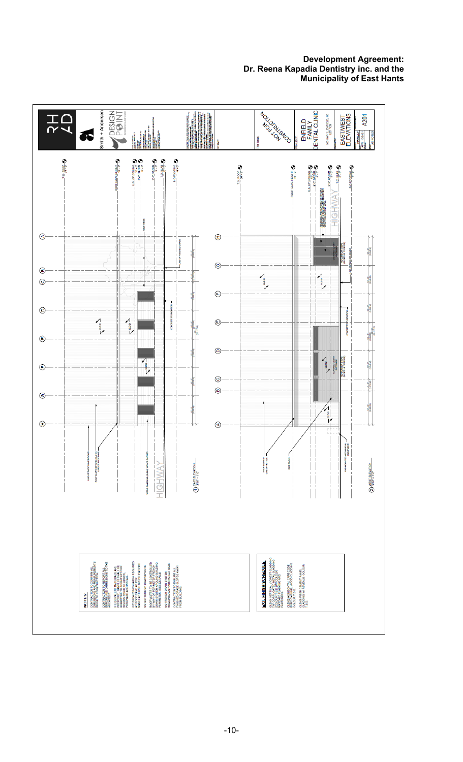**Development Agreement: Dr. Reena Kapadia Dentistry inc. and the Municipality of East Hants**

Smith + Andersen

DESIGN POINT

NOT FOR CONSTRUCTION

PROJECT

ENFIELD FAMILY DENTAL CLINIC

EAST/WEST ELEVATIONS

A201

AS NOTED

T.O. ROOF

ROOF EAVE HEIGHT

U.S. OF CEILING

6" ATTIC/CLG

T.O. SLAB

B.O. FOOTING

HIGHWAY

1 EAST ELEVATION

2 WEST ELEVATION

**NOTES:**

CONTRACTOR TO CONFIRM ALL DIMENSIONS AND MEASUREMENTS PRIOR TO CONSTRUCTION.

CONTRACTOR TO REPORT ALL ERRORS & / OR OMISSIONS TO THE ARCHITECT.

IF SPECIFIED MATERIALS ARE NOT AVAILABLE, SAMPLES OF SUBSTITUTES ARE TO BE SUBMITTED TO ARCHITECT FOR REVIEW PRIOR TO ORDER, PURCHASE AND INSTALL.

ICE BREAKERS/GUARDS REQUIRED AT ROOF EDGES PER MANUFACTURERS SPECIFICATIONS.

NO GUTTERS OR DOWNSPOUTS.

ROOF WATER TO BE CONTROLLED BY WAY OF PERIMETER FRENCH DRAIN SYSTEM AROUND BUILDING PERIMETER. SEE DETAILS.

NO FRENCH DRAIN SYSTEM REQUIRED ON PARKING LOT SIDE.

CONTRACTOR TO ENSURE ALL FINISHED GRADE SLOPES AWAY FROM BUILDING.

**EXT. FINISH SCHEDULE**

CLD-01 VERTICAL STANDING SEAM METAL CLADDING (OR CORRUGATED METAL CLADDING) COLOUR T.B.D. WITH COLOUR MATCHED FLASHING AND FASTENERS.

CLD-02 HORIZONTAL CAPE CODE SIDING (WOOD OR WOOD CLADDING) COLOUR T.B.D.

CLD-03 FIBER CEMENT PANEL CLADDING W/ REVEALS. COLOUR T.B.D.